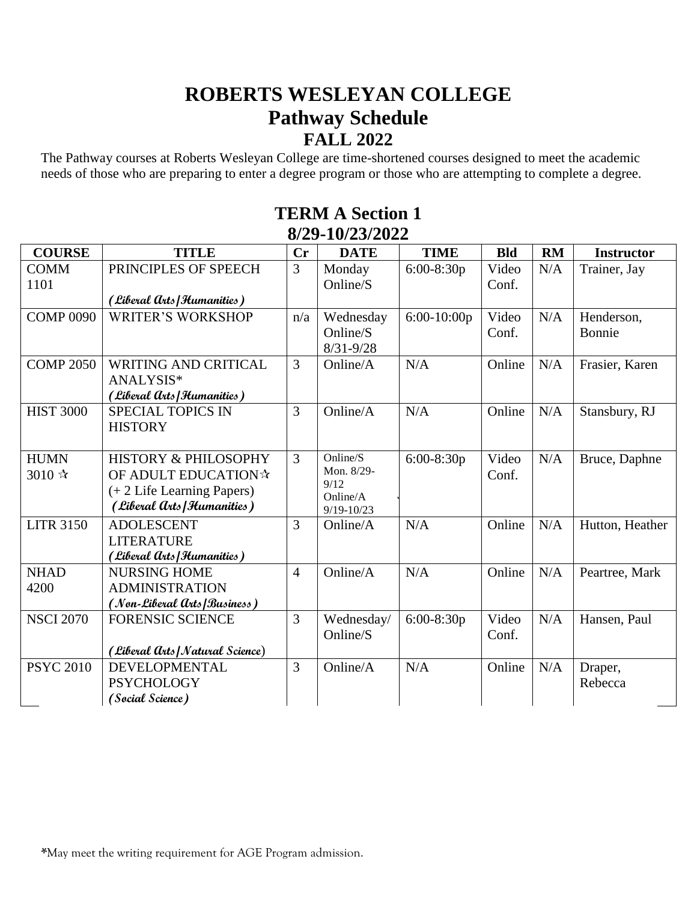# ROBERTS WESLEYAN COLLEGE
## Pathway Schedule
### FALL 2022

The Pathway courses at Roberts Wesleyan College are time-shortened courses designed to meet the academic needs of those who are preparing to enter a degree program or those who are attempting to complete a degree.

## TERM A Section 1
### 8/29-10/23/2022

| COURSE | TITLE | Cr | DATE | TIME | Bld | RM | Instructor |
|---|---|---|---|---|---|---|---|
| COMM 1101 | PRINCIPLES OF SPEECH *(Liberal Arts/Humanities)* | 3 | Monday Online/S | 6:00-8:30p | Video Conf. | N/A | Trainer, Jay |
| COMP 0090 | WRITER'S WORKSHOP | n/a | Wednesday Online/S 8/31-9/28 | 6:00-10:00p | Video Conf. | N/A | Henderson, Bonnie |
| COMP 2050 | WRITING AND CRITICAL ANALYSIS* *(Liberal Arts/Humanities)* | 3 | Online/A | N/A | Online | N/A | Frasier, Karen |
| HIST 3000 | SPECIAL TOPICS IN HISTORY | 3 | Online/A | N/A | Online | N/A | Stansbury, RJ |
| HUMN 3010 ✰ | HISTORY & PHILOSOPHY OF ADULT EDUCATION✰ (+ 2 Life Learning Papers) *(Liberal Arts/Humanities)* | 3 | Online/S Mon. 8/29-9/12 Online/A 9/19-10/23 | 6:00-8:30p | Video Conf. | N/A | Bruce, Daphne |
| LITR 3150 | ADOLESCENT LITERATURE *(Liberal Arts/Humanities)* | 3 | Online/A | N/A | Online | N/A | Hutton, Heather |
| NHAD 4200 | NURSING HOME ADMINISTRATION *(Non-Liberal Arts/Business)* | 4 | Online/A | N/A | Online | N/A | Peartree, Mark |
| NSCI 2070 | FORENSIC SCIENCE *(Liberal Arts/Natural Science)* | 3 | Wednesday/ Online/S | 6:00-8:30p | Video Conf. | N/A | Hansen, Paul |
| PSYC 2010 | DEVELOPMENTAL PSYCHOLOGY *(Social Science)* | 3 | Online/A | N/A | Online | N/A | Draper, Rebecca |

*May meet the writing requirement for AGE Program admission.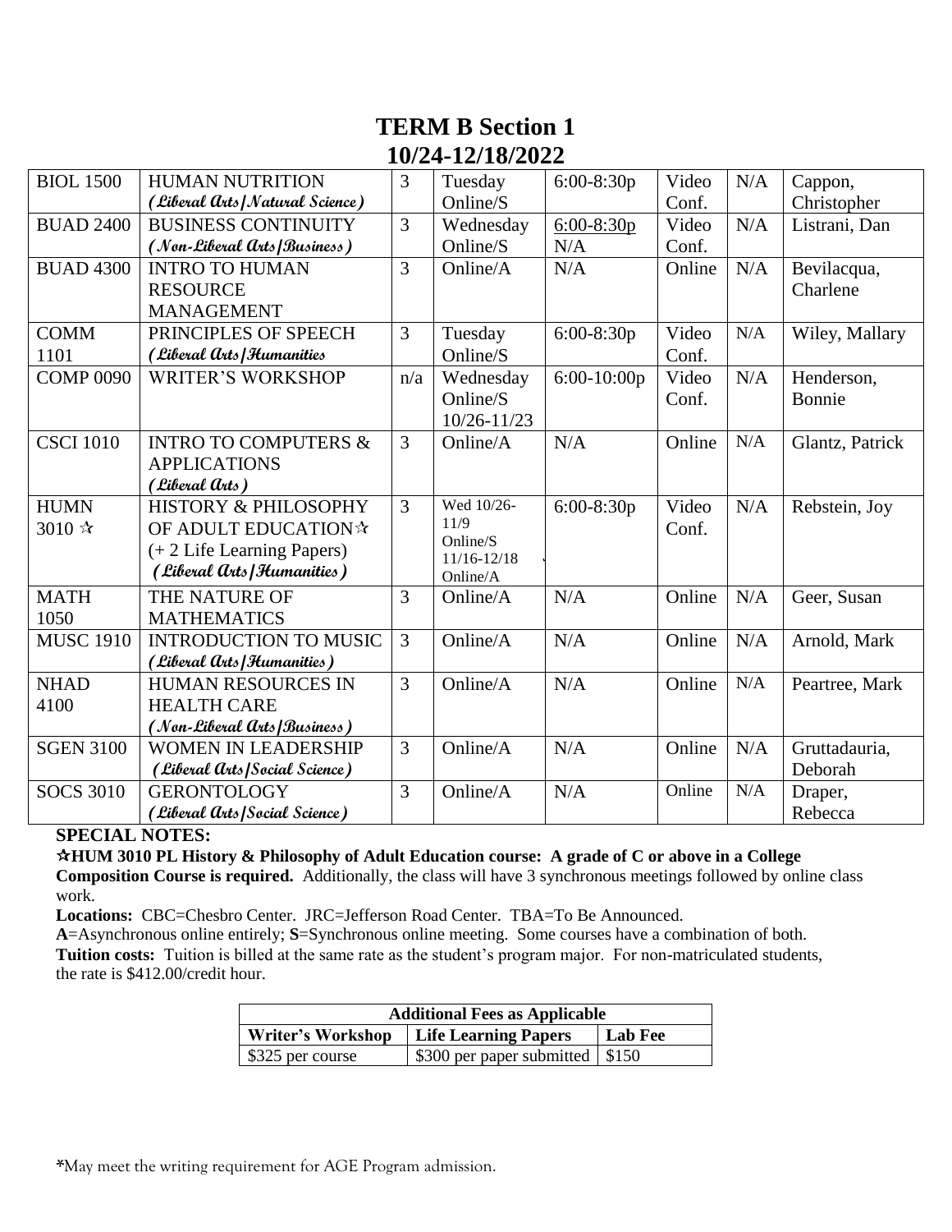# TERM B Section 1
## 10/24-12/18/2022

| | | | | | | | |
|---|---|---|---|---|---|---|---|
| BIOL 1500 | HUMAN NUTRITION *(Liberal Arts/Natural Science)* | 3 | Tuesday Online/S | 6:00-8:30p | Video Conf. | N/A | Cappon, Christopher |
| BUAD 2400 | BUSINESS CONTINUITY *(Non-Liberal Arts/Business)* | 3 | Wednesday Online/S | 6:00-8:30p N/A | Video Conf. | N/A | Listrani, Dan |
| BUAD 4300 | INTRO TO HUMAN RESOURCE MANAGEMENT | 3 | Online/A | N/A | Online | N/A | Bevilacqua, Charlene |
| COMM 1101 | PRINCIPLES OF SPEECH *(Liberal Arts/Humanities* | 3 | Tuesday Online/S | 6:00-8:30p | Video Conf. | N/A | Wiley, Mallary |
| COMP 0090 | WRITER'S WORKSHOP | n/a | Wednesday Online/S 10/26-11/23 | 6:00-10:00p | Video Conf. | N/A | Henderson, Bonnie |
| CSCI 1010 | INTRO TO COMPUTERS & APPLICATIONS *(Liberal Arts)* | 3 | Online/A | N/A | Online | N/A | Glantz, Patrick |
| HUMN 3010 ✫ | HISTORY & PHILOSOPHY OF ADULT EDUCATION✫ (+ 2 Life Learning Papers) *(Liberal Arts/Humanities)* | 3 | Wed 10/26-11/9 Online/S 11/16-12/18 Online/A | 6:00-8:30p | Video Conf. | N/A | Rebstein, Joy |
| MATH 1050 | THE NATURE OF MATHEMATICS | 3 | Online/A | N/A | Online | N/A | Geer, Susan |
| MUSC 1910 | INTRODUCTION TO MUSIC *(Liberal Arts/Humanities)* | 3 | Online/A | N/A | Online | N/A | Arnold, Mark |
| NHAD 4100 | HUMAN RESOURCES IN HEALTH CARE *(Non-Liberal Arts/Business)* | 3 | Online/A | N/A | Online | N/A | Peartree, Mark |
| SGEN 3100 | WOMEN IN LEADERSHIP *(Liberal Arts/Social Science)* | 3 | Online/A | N/A | Online | N/A | Gruttadauria, Deborah |
| SOCS 3010 | GERONTOLOGY *(Liberal Arts/Social Science)* | 3 | Online/A | N/A | Online | N/A | Draper, Rebecca |

**SPECIAL NOTES:**

**✫HUM 3010 PL History & Philosophy of Adult Education course: A grade of C or above in a College Composition Course is required.** Additionally, the class will have 3 synchronous meetings followed by online class work.

**Locations:** CBC=Chesbro Center. JRC=Jefferson Road Center. TBA=To Be Announced.

**A**=Asynchronous online entirely; **S**=Synchronous online meeting. Some courses have a combination of both.

**Tuition costs:** Tuition is billed at the same rate as the student's program major. For non-matriculated students, the rate is $412.00/credit hour.

| **Additional Fees as Applicable** | | |
|---|---|---|
| **Writer's Workshop** | **Life Learning Papers** | **Lab Fee** |
| $325 per course | $300 per paper submitted | $150 |

*May meet the writing requirement for AGE Program admission.